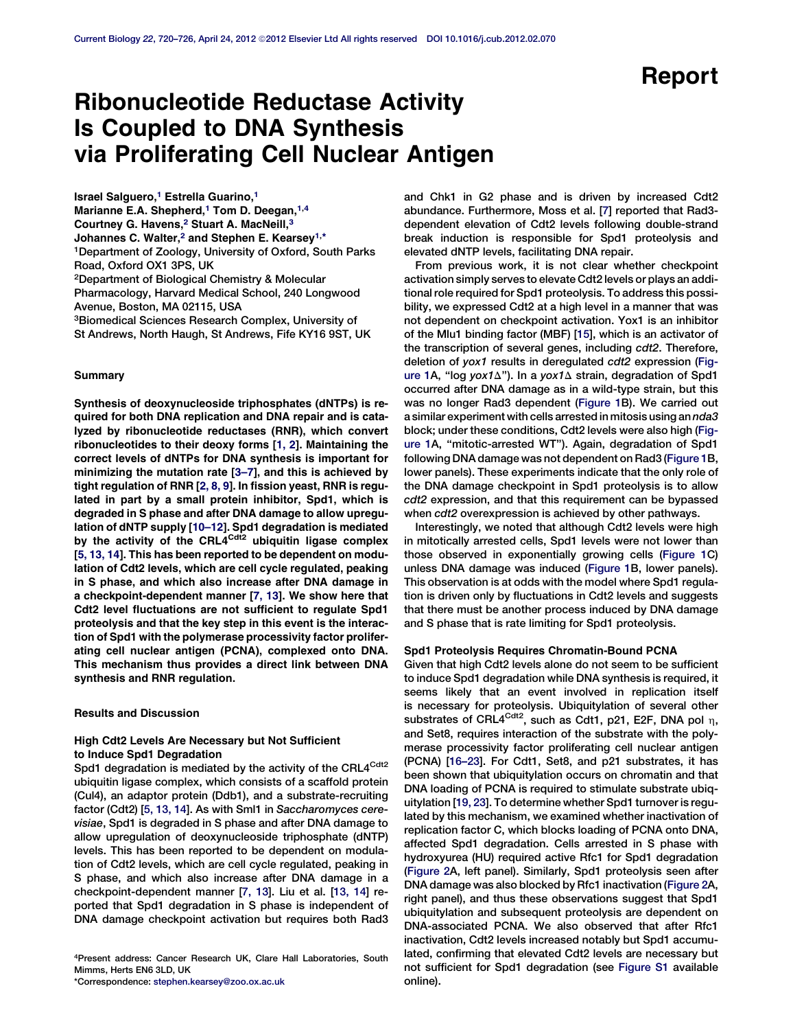Report

# Ribonucleotide Reductase Activity Is Coupled to DNA Synthesis via Proliferating Cell Nuclear Antigen

Israel Salguero,[1] Estrella Guarino,[1] Marianne E.A. Shepherd,[1] Tom D. Deegan,[1,4] Courtney G. Havens,[2] Stuart A. MacNeill,[3] Johannes C. Walter,[2] and Stephen E. Kearsey[1,*]

[1]Department of Zoology, University of Oxford, South Parks Road, Oxford OX1 3PS, UK
[2]Department of Biological Chemistry & Molecular Pharmacology, Harvard Medical School, 240 Longwood Avenue, Boston, MA 02115, USA
[3]Biomedical Sciences Research Complex, University of St Andrews, North Haugh, St Andrews, Fife KY16 9ST, UK

## Summary

**Synthesis of deoxynucleoside triphosphates (dNTPs) is required for both DNA replication and DNA repair and is catalyzed by ribonucleotide reductases (RNR), which convert ribonucleotides to their deoxy forms [1, 2]. Maintaining the correct levels of dNTPs for DNA synthesis is important for minimizing the mutation rate [3–7], and this is achieved by tight regulation of RNR [2, 8, 9]. In fission yeast, RNR is regulated in part by a small protein inhibitor, Spd1, which is degraded in S phase and after DNA damage to allow upregulation of dNTP supply [10–12]. Spd1 degradation is mediated by the activity of the CRL4$^{Cdt2}$ ubiquitin ligase complex [5, 13, 14]. This has been reported to be dependent on modulation of Cdt2 levels, which are cell cycle regulated, peaking in S phase, and which also increase after DNA damage in a checkpoint-dependent manner [7, 13]. We show here that Cdt2 level fluctuations are not sufficient to regulate Spd1 proteolysis and that the key step in this event is the interaction of Spd1 with the polymerase processivity factor proliferating cell nuclear antigen (PCNA), complexed onto DNA. This mechanism thus provides a direct link between DNA synthesis and RNR regulation.**

## Results and Discussion

### High Cdt2 Levels Are Necessary but Not Sufficient to Induce Spd1 Degradation

Spd1 degradation is mediated by the activity of the CRL4$^{Cdt2}$ ubiquitin ligase complex, which consists of a scaffold protein (Cul4), an adaptor protein (Ddb1), and a substrate-recruiting factor (Cdt2) [5, 13, 14]. As with Sml1 in *Saccharomyces cerevisiae*, Spd1 is degraded in S phase and after DNA damage to allow upregulation of deoxynucleoside triphosphate (dNTP) levels. This has been reported to be dependent on modulation of Cdt2 levels, which are cell cycle regulated, peaking in S phase, and which also increase after DNA damage in a checkpoint-dependent manner [7, 13]. Liu et al. [13, 14] reported that Spd1 degradation in S phase is independent of DNA damage checkpoint activation but requires both Rad3 and Chk1 in G2 phase and is driven by increased Cdt2 abundance. Furthermore, Moss et al. [7] reported that Rad3-dependent elevation of Cdt2 levels following double-strand break induction is responsible for Spd1 proteolysis and elevated dNTP levels, facilitating DNA repair.

From previous work, it is not clear whether checkpoint activation simply serves to elevate Cdt2 levels or plays an additional role required for Spd1 proteolysis. To address this possibility, we expressed Cdt2 at a high level in a manner that was not dependent on checkpoint activation. Yox1 is an inhibitor of the Mlu1 binding factor (MBF) [15], which is an activator of the transcription of several genes, including *cdt2*. Therefore, deletion of *yox1* results in deregulated *cdt2* expression (Figure 1A, "log *yox1*Δ"). In a *yox1*Δ strain, degradation of Spd1 occurred after DNA damage as in a wild-type strain, but this was no longer Rad3 dependent (Figure 1B). We carried out a similar experiment with cells arrested in mitosis using an *nda3* block; under these conditions, Cdt2 levels were also high (Figure 1A, "mitotic-arrested WT"). Again, degradation of Spd1 following DNA damage was not dependent on Rad3 (Figure 1B, lower panels). These experiments indicate that the only role of the DNA damage checkpoint in Spd1 proteolysis is to allow *cdt2* expression, and that this requirement can be bypassed when *cdt2* overexpression is achieved by other pathways.

Interestingly, we noted that although Cdt2 levels were high in mitotically arrested cells, Spd1 levels were not lower than those observed in exponentially growing cells (Figure 1C) unless DNA damage was induced (Figure 1B, lower panels). This observation is at odds with the model where Spd1 regulation is driven only by fluctuations in Cdt2 levels and suggests that there must be another process induced by DNA damage and S phase that is rate limiting for Spd1 proteolysis.

### Spd1 Proteolysis Requires Chromatin-Bound PCNA

Given that high Cdt2 levels alone do not seem to be sufficient to induce Spd1 degradation while DNA synthesis is required, it seems likely that an event involved in replication itself is necessary for proteolysis. Ubiquitylation of several other substrates of CRL4$^{Cdt2}$, such as Cdt1, p21, E2F, DNA pol η, and Set8, requires interaction of the substrate with the polymerase processivity factor proliferating cell nuclear antigen (PCNA) [16–23]. For Cdt1, Set8, and p21 substrates, it has been shown that ubiquitylation occurs on chromatin and that DNA loading of PCNA is required to stimulate substrate ubiquitylation [19, 23]. To determine whether Spd1 turnover is regulated by this mechanism, we examined whether inactivation of replication factor C, which blocks loading of PCNA onto DNA, affected Spd1 degradation. Cells arrested in S phase with hydroxyurea (HU) required active Rfc1 for Spd1 degradation (Figure 2A, left panel). Similarly, Spd1 proteolysis seen after DNA damage was also blocked by Rfc1 inactivation (Figure 2A, right panel), and thus these observations suggest that Spd1 ubiquitylation and subsequent proteolysis are dependent on DNA-associated PCNA. We also observed that after Rfc1 inactivation, Cdt2 levels increased notably but Spd1 accumulated, confirming that elevated Cdt2 levels are necessary but not sufficient for Spd1 degradation (see Figure S1 available online).

[4]Present address: Cancer Research UK, Clare Hall Laboratories, South Mimms, Herts EN6 3LD, UK
*Correspondence: stephen.kearsey@zoo.ox.ac.uk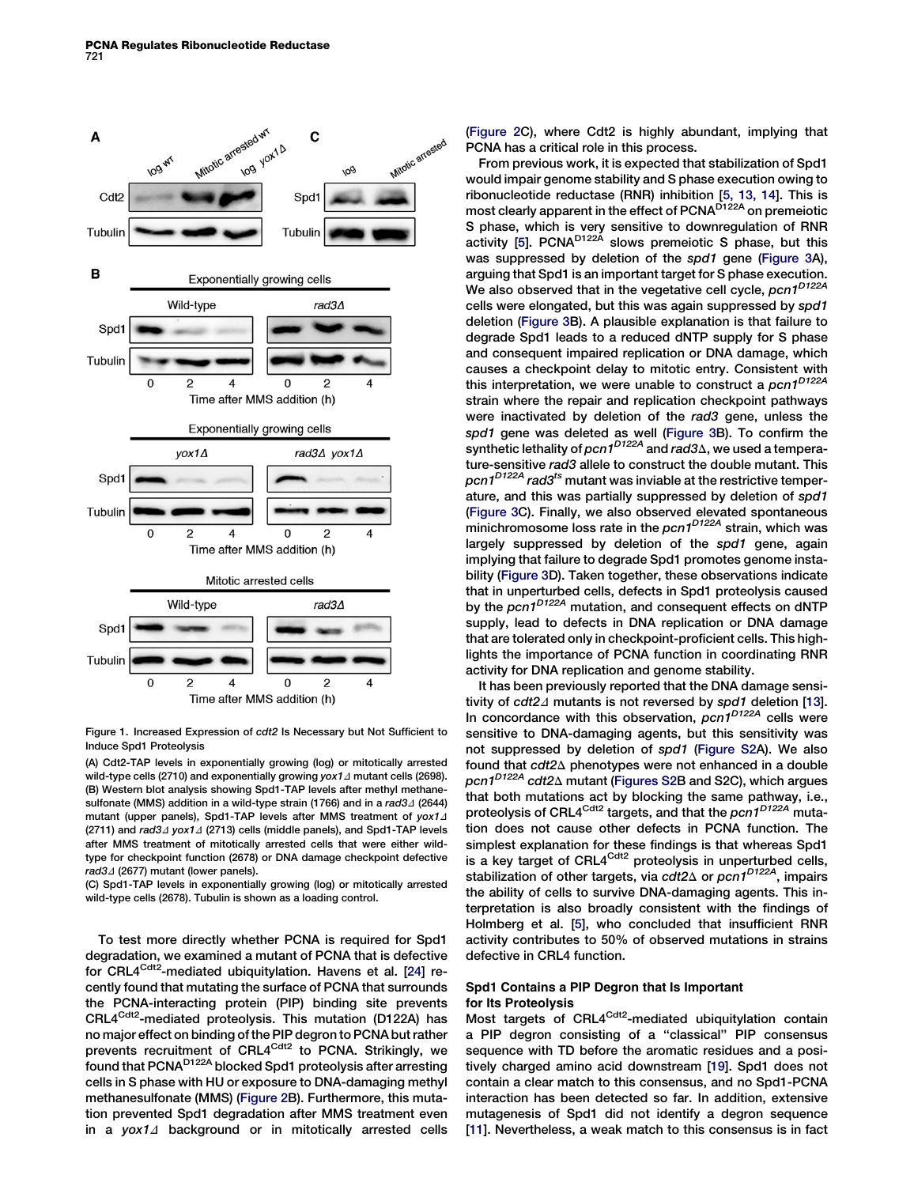Figure 1. Increased Expression of *cdt2* Is Necessary but Not Sufficient to Induce Spd1 Proteolysis

(A) Cdt2-TAP levels in exponentially growing (log) or mitotically arrested wild-type cells (2710) and exponentially growing *yox1Δ* mutant cells (2698).
(B) Western blot analysis showing Spd1-TAP levels after methyl methanesulfonate (MMS) addition in a wild-type strain (1766) and in a *rad3Δ* (2644) mutant (upper panels), Spd1-TAP levels after MMS treatment of *yox1Δ* (2711) and *rad3Δ yox1Δ* (2713) cells (middle panels), and Spd1-TAP levels after MMS treatment of mitotically arrested cells that were either wild-type for checkpoint function (2678) or DNA damage checkpoint defective *rad3Δ* (2677) mutant (lower panels).
(C) Spd1-TAP levels in exponentially growing (log) or mitotically arrested wild-type cells (2678). Tubulin is shown as a loading control.

To test more directly whether PCNA is required for Spd1 degradation, we examined a mutant of PCNA that is defective for CRL4$^{Cdt2}$-mediated ubiquitylation. Havens et al. [24] recently found that mutating the surface of PCNA that surrounds the PCNA-interacting protein (PIP) binding site prevents CRL4$^{Cdt2}$-mediated proteolysis. This mutation (D122A) has no major effect on binding of the PIP degron to PCNA but rather prevents recruitment of CRL4$^{Cdt2}$ to PCNA. Strikingly, we found that PCNA$^{D122A}$ blocked Spd1 proteolysis after arresting cells in S phase with HU or exposure to DNA-damaging methyl methanesulfonate (MMS) (Figure 2B). Furthermore, this mutation prevented Spd1 degradation after MMS treatment even in a *yox1Δ* background or in mitotically arrested cells (Figure 2C), where Cdt2 is highly abundant, implying that PCNA has a critical role in this process.

From previous work, it is expected that stabilization of Spd1 would impair genome stability and S phase execution owing to ribonucleotide reductase (RNR) inhibition [5, 13, 14]. This is most clearly apparent in the effect of PCNA$^{D122A}$ on premeiotic S phase, which is very sensitive to downregulation of RNR activity [5]. PCNA$^{D122A}$ slows premeiotic S phase, but this was suppressed by deletion of the *spd1* gene (Figure 3A), arguing that Spd1 is an important target for S phase execution. We also observed that in the vegetative cell cycle, *pcn1$^{D122A}$* cells were elongated, but this was again suppressed by *spd1* deletion (Figure 3B). A plausible explanation is that failure to degrade Spd1 leads to a reduced dNTP supply for S phase and consequent impaired replication or DNA damage, which causes a checkpoint delay to mitotic entry. Consistent with this interpretation, we were unable to construct a *pcn1$^{D122A}$* strain where the repair and replication checkpoint pathways were inactivated by deletion of the *rad3* gene, unless the *spd1* gene was deleted as well (Figure 3B). To confirm the synthetic lethality of *pcn1$^{D122A}$* and *rad3Δ*, we used a temperature-sensitive *rad3* allele to construct the double mutant. This *pcn1$^{D122A}$ rad3$^{ts}$* mutant was inviable at the restrictive temperature, and this was partially suppressed by deletion of *spd1* (Figure 3C). Finally, we also observed elevated spontaneous minichromosome loss rate in the *pcn1$^{D122A}$* strain, which was largely suppressed by deletion of the *spd1* gene, again implying that failure to degrade Spd1 promotes genome instability (Figure 3D). Taken together, these observations indicate that in unperturbed cells, defects in Spd1 proteolysis caused by the *pcn1$^{D122A}$* mutation, and consequent effects on dNTP supply, lead to defects in DNA replication or DNA damage that are tolerated only in checkpoint-proficient cells. This highlights the importance of PCNA function in coordinating RNR activity for DNA replication and genome stability.

It has been previously reported that the DNA damage sensitivity of *cdt2Δ* mutants is not reversed by *spd1* deletion [13]. In concordance with this observation, *pcn1$^{D122A}$* cells were sensitive to DNA-damaging agents, but this sensitivity was not suppressed by deletion of *spd1* (Figure S2A). We also found that *cdt2Δ* phenotypes were not enhanced in a double *pcn1$^{D122A}$ cdt2Δ* mutant (Figures S2B and S2C), which argues that both mutations act by blocking the same pathway, i.e., proteolysis of CRL4$^{Cdt2}$ targets, and that the *pcn1$^{D122A}$* mutation does not cause other defects in PCNA function. The simplest explanation for these findings is that whereas Spd1 is a key target of CRL4$^{Cdt2}$ proteolysis in unperturbed cells, stabilization of other targets, via *cdt2Δ* or *pcn1$^{D122A}$*, impairs the ability of cells to survive DNA-damaging agents. This interpretation is also broadly consistent with the findings of Holmberg et al. [5], who concluded that insufficient RNR activity contributes to 50% of observed mutations in strains defective in CRL4 function.

### Spd1 Contains a PIP Degron that Is Important for Its Proteolysis

Most targets of CRL4$^{Cdt2}$-mediated ubiquitylation contain a PIP degron consisting of a "classical" PIP consensus sequence with TD before the aromatic residues and a positively charged amino acid downstream [19]. Spd1 does not contain a clear match to this consensus, and no Spd1-PCNA interaction has been detected so far. In addition, extensive mutagenesis of Spd1 did not identify a degron sequence [11]. Nevertheless, a weak match to this consensus is in fact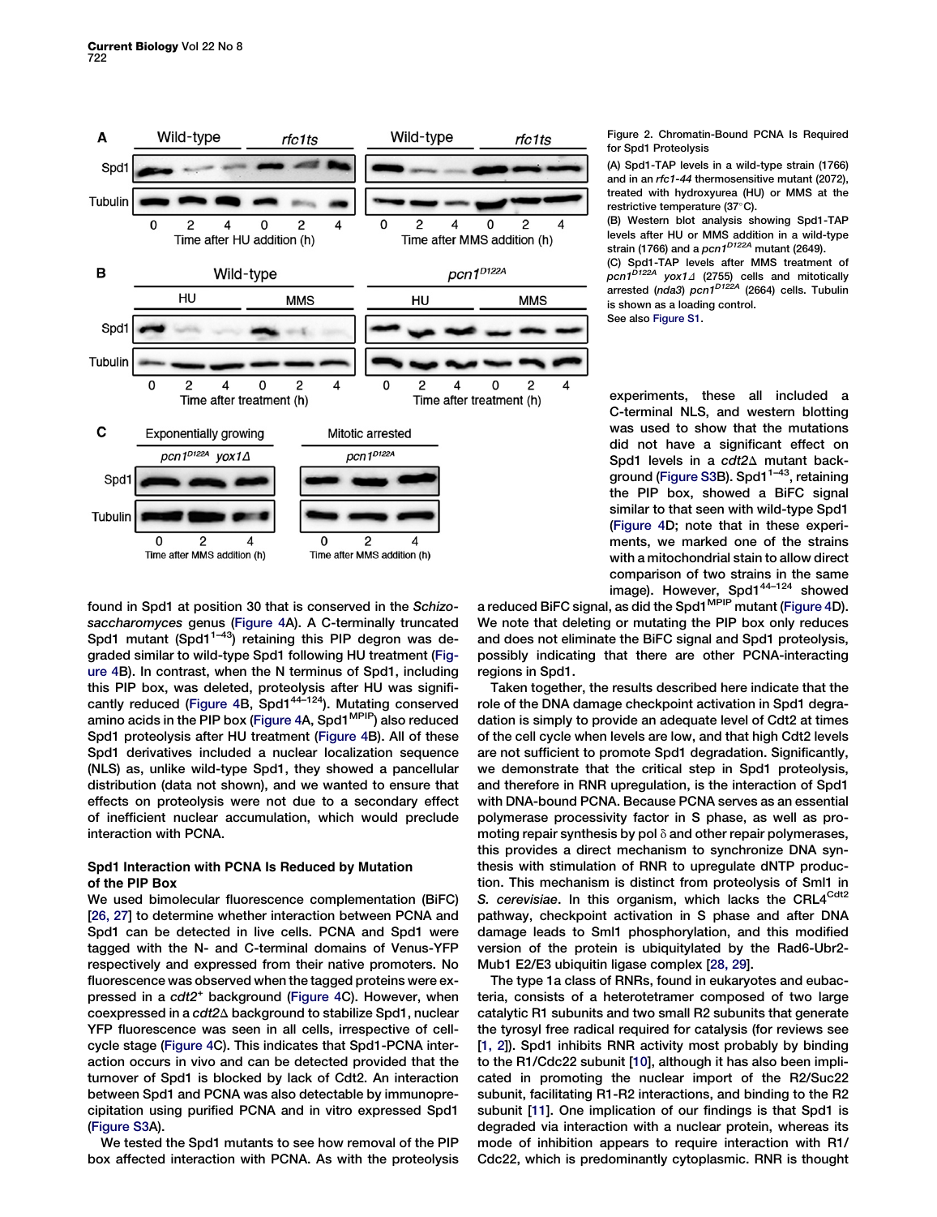Figure 2. Chromatin-Bound PCNA Is Required for Spd1 Proteolysis

(A) Spd1-TAP levels in a wild-type strain (1766) and in an *rfc1-44* thermosensitive mutant (2072), treated with hydroxyurea (HU) or MMS at the restrictive temperature (37°C).

(B) Western blot analysis showing Spd1-TAP levels after HU or MMS addition in a wild-type strain (1766) and a *pcn1*$^{D122A}$ mutant (2649).

(C) Spd1-TAP levels after MMS treatment of *pcn1*$^{D122A}$ *yox1Δ* (2755) cells and mitotically arrested (*nda3*) *pcn1*$^{D122A}$ (2664) cells. Tubulin is shown as a loading control.

See also Figure S1.

found in Spd1 at position 30 that is conserved in the *Schizosaccharomyces* genus (Figure 4A). A C-terminally truncated Spd1 mutant (Spd1$^{1-43}$) retaining this PIP degron was degraded similar to wild-type Spd1 following HU treatment (Figure 4B). In contrast, when the N terminus of Spd1, including this PIP box, was deleted, proteolysis after HU was significantly reduced (Figure 4B, Spd1$^{44-124}$). Mutating conserved amino acids in the PIP box (Figure 4A, Spd1$^{MPIP}$) also reduced Spd1 proteolysis after HU treatment (Figure 4B). All of these Spd1 derivatives included a nuclear localization sequence (NLS) as, unlike wild-type Spd1, they showed a pancellular distribution (data not shown), and we wanted to ensure that effects on proteolysis were not due to a secondary effect of inefficient nuclear accumulation, which would preclude interaction with PCNA.

### Spd1 Interaction with PCNA Is Reduced by Mutation of the PIP Box

We used bimolecular fluorescence complementation (BiFC) [26, 27] to determine whether interaction between PCNA and Spd1 can be detected in live cells. PCNA and Spd1 were tagged with the N- and C-terminal domains of Venus-YFP respectively and expressed from their native promoters. No fluorescence was observed when the tagged proteins were expressed in a *cdt2*$^+$ background (Figure 4C). However, when coexpressed in a *cdt2Δ* background to stabilize Spd1, nuclear YFP fluorescence was seen in all cells, irrespective of cell-cycle stage (Figure 4C). This indicates that Spd1-PCNA interaction occurs in vivo and can be detected provided that the turnover of Spd1 is blocked by lack of Cdt2. An interaction between Spd1 and PCNA was also detectable by immunoprecipitation using purified PCNA and in vitro expressed Spd1 (Figure S3A).

We tested the Spd1 mutants to see how removal of the PIP box affected interaction with PCNA. As with the proteolysis experiments, these all included a C-terminal NLS, and western blotting was used to show that the mutations did not have a significant effect on Spd1 levels in a *cdt2Δ* mutant background (Figure S3B). Spd1$^{1-43}$, retaining the PIP box, showed a BiFC signal similar to that seen with wild-type Spd1 (Figure 4D; note that in these experiments, we marked one of the strains with a mitochondrial stain to allow direct comparison of two strains in the same image). However, Spd1$^{44-124}$ showed a reduced BiFC signal, as did the Spd1$^{MPIP}$ mutant (Figure 4D). We note that deleting or mutating the PIP box only reduces and does not eliminate the BiFC signal and Spd1 proteolysis, possibly indicating that there are other PCNA-interacting regions in Spd1.

Taken together, the results described here indicate that the role of the DNA damage checkpoint activation in Spd1 degradation is simply to provide an adequate level of Cdt2 at times of the cell cycle when levels are low, and that high Cdt2 levels are not sufficient to promote Spd1 degradation. Significantly, we demonstrate that the critical step in Spd1 proteolysis, and therefore in RNR upregulation, is the interaction of Spd1 with DNA-bound PCNA. Because PCNA serves as an essential polymerase processivity factor in S phase, as well as promoting repair synthesis by pol δ and other repair polymerases, this provides a direct mechanism to synchronize DNA synthesis with stimulation of RNR to upregulate dNTP production. This mechanism is distinct from proteolysis of Sml1 in *S. cerevisiae*. In this organism, which lacks the CRL4$^{Cdt2}$ pathway, checkpoint activation in S phase and after DNA damage leads to Sml1 phosphorylation, and this modified version of the protein is ubiquitylated by the Rad6-Ubr2-Mub1 E2/E3 ubiquitin ligase complex [28, 29].

The type 1a class of RNRs, found in eukaryotes and eubacteria, consists of a heterotetramer composed of two large catalytic R1 subunits and two small R2 subunits that generate the tyrosyl free radical required for catalysis (for reviews see [1, 2]). Spd1 inhibits RNR activity most probably by binding to the R1/Cdc22 subunit [10], although it has also been implicated in promoting the nuclear import of the R2/Suc22 subunit, facilitating R1-R2 interactions, and binding to the R2 subunit [11]. One implication of our findings is that Spd1 is degraded via interaction with a nuclear protein, whereas its mode of inhibition appears to require interaction with R1/Cdc22, which is predominantly cytoplasmic. RNR is thought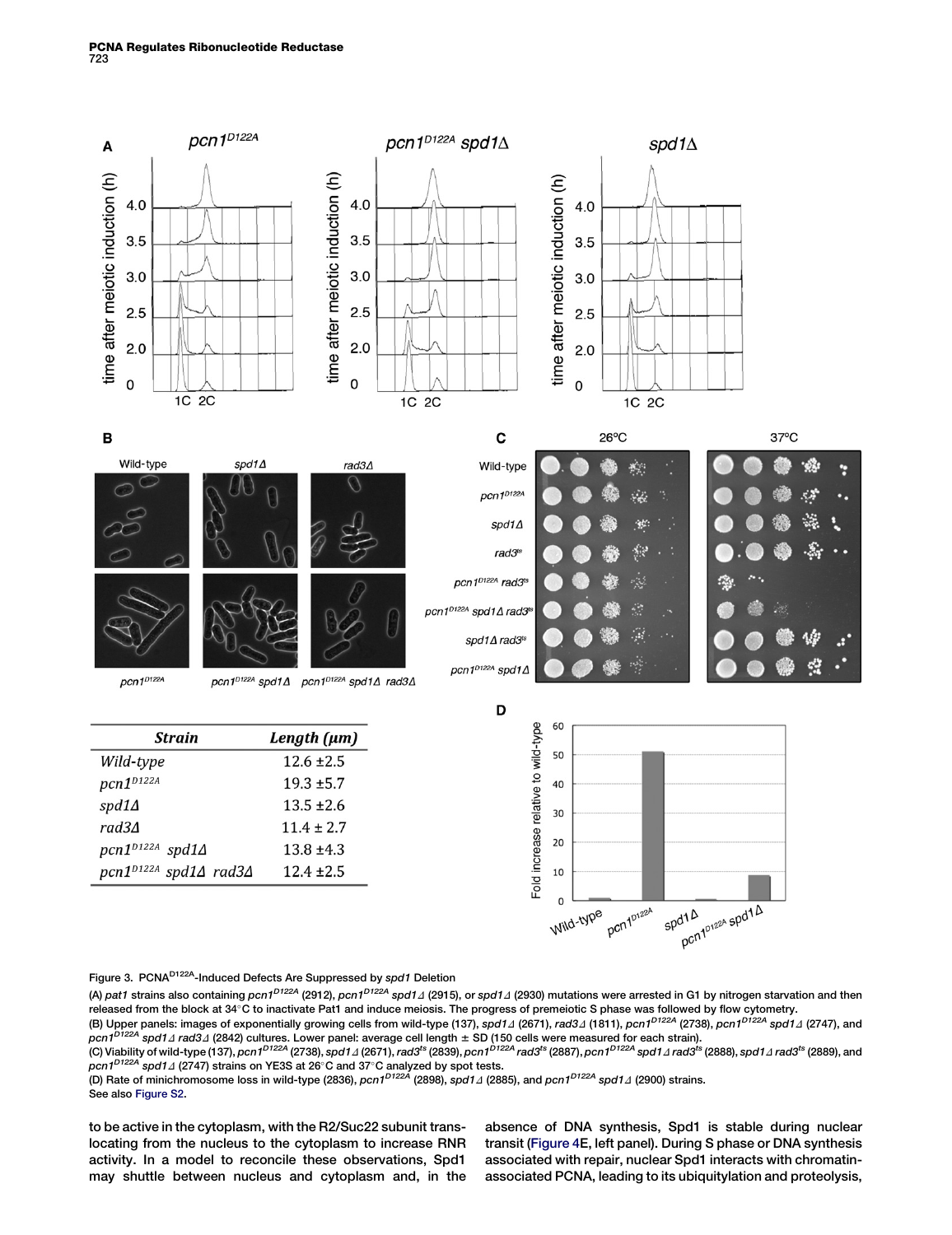| Strain | Length (μm) |
|---|---|
| *Wild-type* | 12.6 ±2.5 |
| *pcn1$^{D122A}$* | 19.3 ±5.7 |
| *spd1Δ* | 13.5 ±2.6 |
| *rad3Δ* | 11.4 ± 2.7 |
| *pcn1$^{D122A}$ spd1Δ* | 13.8 ±4.3 |
| *pcn1$^{D122A}$ spd1Δ rad3Δ* | 12.4 ±2.5 |

Figure 3. PCNA$^{D122A}$-Induced Defects Are Suppressed by *spd1* Deletion

(A) *pat1* strains also containing *pcn1$^{D122A}$* (2912), *pcn1$^{D122A}$ spd1Δ* (2915), or *spd1Δ* (2930) mutations were arrested in G1 by nitrogen starvation and then released from the block at 34°C to inactivate Pat1 and induce meiosis. The progress of premeiotic S phase was followed by flow cytometry.

(B) Upper panels: images of exponentially growing cells from wild-type (137), *spd1Δ* (2671), *rad3Δ* (1811), *pcn1$^{D122A}$* (2738), *pcn1$^{D122A}$ spd1Δ* (2747), and *pcn1$^{D122A}$ spd1Δ rad3Δ* (2842) cultures. Lower panel: average cell length ± SD (150 cells were measured for each strain).

(C) Viability of wild-type (137), *pcn1$^{D122A}$* (2738), *spd1Δ* (2671), *rad3$^{ts}$* (2839), *pcn1$^{D122A}$ rad3$^{ts}$* (2887), *pcn1$^{D122A}$ spd1Δ rad3$^{ts}$* (2888), *spd1Δ rad3$^{ts}$* (2889), and *pcn1$^{D122A}$ spd1Δ* (2747) strains on YE3S at 26°C and 37°C analyzed by spot tests.

(D) Rate of minichromosome loss in wild-type (2836), *pcn1$^{D122A}$* (2898), *spd1Δ* (2885), and *pcn1$^{D122A}$ spd1Δ* (2900) strains.

See also Figure S2.

to be active in the cytoplasm, with the R2/Suc22 subunit translocating from the nucleus to the cytoplasm to increase RNR activity. In a model to reconcile these observations, Spd1 may shuttle between nucleus and cytoplasm and, in the absence of DNA synthesis, Spd1 is stable during nuclear transit (Figure 4E, left panel). During S phase or DNA synthesis associated with repair, nuclear Spd1 interacts with chromatin-associated PCNA, leading to its ubiquitylation and proteolysis,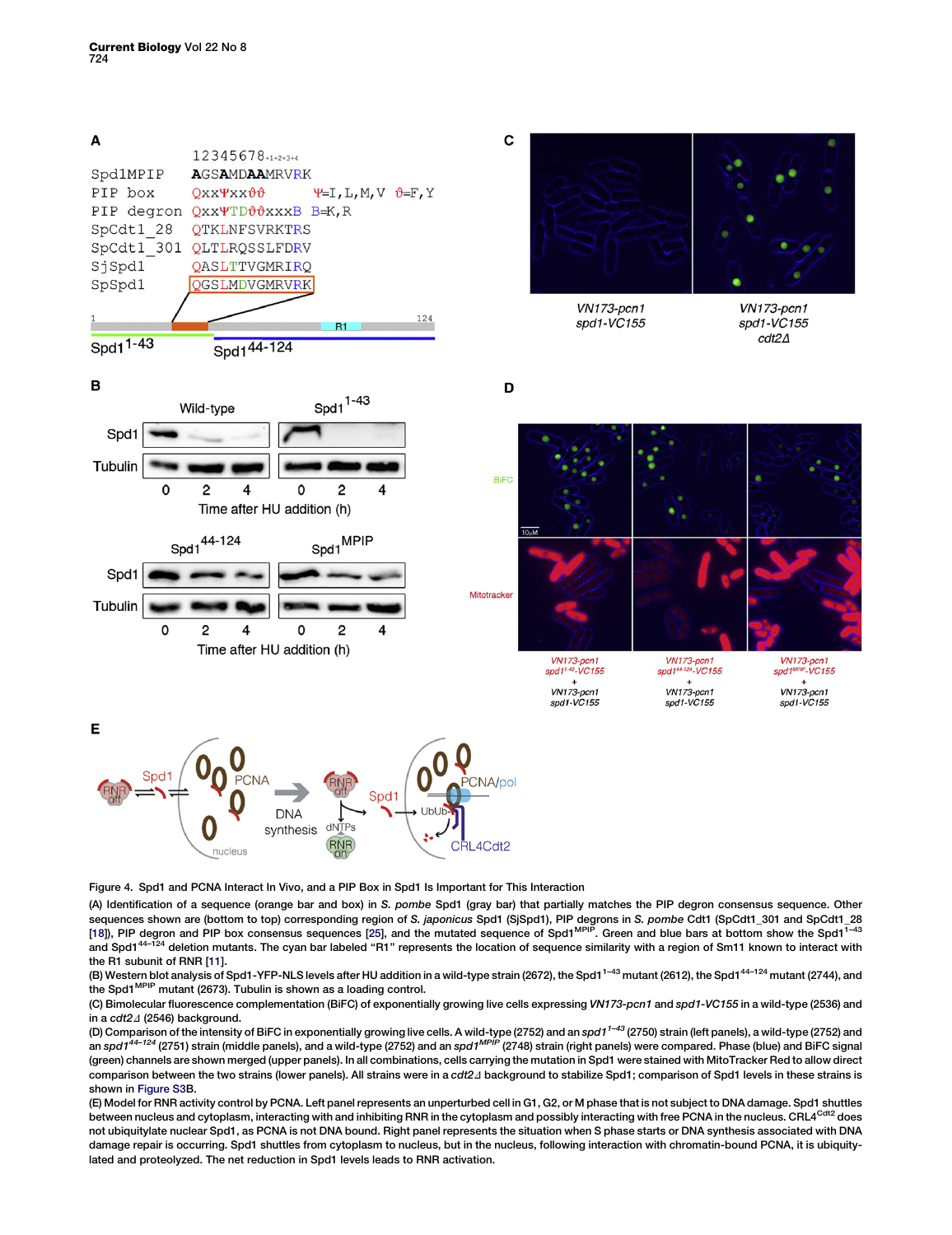Figure 4. Spd1 and PCNA Interact In Vivo, and a PIP Box in Spd1 Is Important for This Interaction

(A) Identification of a sequence (orange bar and box) in *S. pombe* Spd1 (gray bar) that partially matches the PIP degron consensus sequence. Other sequences shown are (bottom to top) corresponding region of *S. japonicus* Spd1 (SjSpd1), PIP degrons in *S. pombe* Cdt1 (SpCdt1_301 and SpCdt1_28 [18]), PIP degron and PIP box consensus sequences [25], and the mutated sequence of Spd1$^{MPIP}$. Green and blue bars at bottom show the Spd1$^{1-43}$ and Spd1$^{44-124}$ deletion mutants. The cyan bar labeled “R1” represents the location of sequence similarity with a region of Sml1 known to interact with the R1 subunit of RNR [11].

(B) Western blot analysis of Spd1-YFP-NLS levels after HU addition in a wild-type strain (2672), the Spd1$^{1-43}$ mutant (2612), the Spd1$^{44-124}$ mutant (2744), and the Spd1$^{MPIP}$ mutant (2673). Tubulin is shown as a loading control.

(C) Bimolecular fluorescence complementation (BiFC) of exponentially growing live cells expressing *VN173-pcn1* and *spd1-VC155* in a wild-type (2536) and in a *cdt2Δ* (2546) background.

(D) Comparison of the intensity of BiFC in exponentially growing live cells. A wild-type (2752) and an *spd1$^{1-43}$* (2750) strain (left panels), a wild-type (2752) and an *spd1$^{44-124}$* (2751) strain (middle panels), and a wild-type (2752) and an *spd1$^{MPIP}$* (2748) strain (right panels) were compared. Phase (blue) and BiFC signal (green) channels are shown merged (upper panels). In all combinations, cells carrying the mutation in Spd1 were stained with MitoTracker Red to allow direct comparison between the two strains (lower panels). All strains were in a *cdt2Δ* background to stabilize Spd1; comparison of Spd1 levels in these strains is shown in Figure S3B.

(E) Model for RNR activity control by PCNA. Left panel represents an unperturbed cell in G1, G2, or M phase that is not subject to DNA damage. Spd1 shuttles between nucleus and cytoplasm, interacting with and inhibiting RNR in the cytoplasm and possibly interacting with free PCNA in the nucleus. CRL4$^{Cdt2}$ does not ubiquitylate nuclear Spd1, as PCNA is not DNA bound. Right panel represents the situation when S phase starts or DNA synthesis associated with DNA damage repair is occurring. Spd1 shuttles from cytoplasm to nucleus, but in the nucleus, following interaction with chromatin-bound PCNA, it is ubiquitylated and proteolyzed. The net reduction in Spd1 levels leads to RNR activation.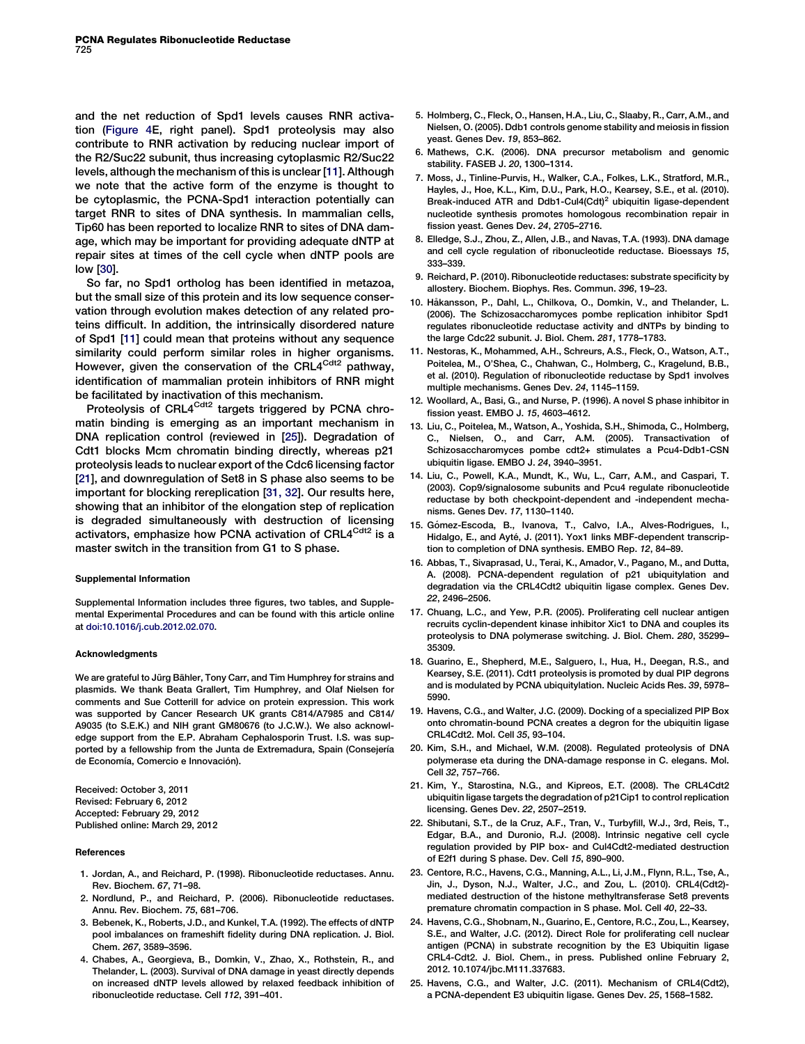and the net reduction of Spd1 levels causes RNR activation (Figure 4E, right panel). Spd1 proteolysis may also contribute to RNR activation by reducing nuclear import of the R2/Suc22 subunit, thus increasing cytoplasmic R2/Suc22 levels, although the mechanism of this is unclear [11]. Although we note that the active form of the enzyme is thought to be cytoplasmic, the PCNA-Spd1 interaction potentially can target RNR to sites of DNA synthesis. In mammalian cells, Tip60 has been reported to localize RNR to sites of DNA damage, which may be important for providing adequate dNTP at repair sites at times of the cell cycle when dNTP pools are low [30].

So far, no Spd1 ortholog has been identified in metazoa, but the small size of this protein and its low sequence conservation through evolution makes detection of any related proteins difficult. In addition, the intrinsically disordered nature of Spd1 [11] could mean that proteins without any sequence similarity could perform similar roles in higher organisms. However, given the conservation of the CRL4$^{Cdt2}$ pathway, identification of mammalian protein inhibitors of RNR might be facilitated by inactivation of this mechanism.

Proteolysis of CRL4$^{Cdt2}$ targets triggered by PCNA chromatin binding is emerging as an important mechanism in DNA replication control (reviewed in [25]). Degradation of Cdt1 blocks Mcm chromatin binding directly, whereas p21 proteolysis leads to nuclear export of the Cdc6 licensing factor [21], and downregulation of Set8 in S phase also seems to be important for blocking rereplication [31, 32]. Our results here, showing that an inhibitor of the elongation step of replication is degraded simultaneously with destruction of licensing activators, emphasize how PCNA activation of CRL4$^{Cdt2}$ is a master switch in the transition from G1 to S phase.

#### Supplemental Information

Supplemental Information includes three figures, two tables, and Supplemental Experimental Procedures and can be found with this article online at doi:10.1016/j.cub.2012.02.070.

#### Acknowledgments

We are grateful to Jürg Bähler, Tony Carr, and Tim Humphrey for strains and plasmids. We thank Beata Grallert, Tim Humphrey, and Olaf Nielsen for comments and Sue Cotterill for advice on protein expression. This work was supported by Cancer Research UK grants C814/A7985 and C814/A9035 (to S.E.K.) and NIH grant GM80676 (to J.C.W.). We also acknowledge support from the E.P. Abraham Cephalosporin Trust. I.S. was supported by a fellowship from the Junta de Extremadura, Spain (Consejería de Economía, Comercio e Innovación).

Received: October 3, 2011
Revised: February 6, 2012
Accepted: February 29, 2012
Published online: March 29, 2012

#### References

1. Jordan, A., and Reichard, P. (1998). Ribonucleotide reductases. Annu. Rev. Biochem. *67*, 71–98.
2. Nordlund, P., and Reichard, P. (2006). Ribonucleotide reductases. Annu. Rev. Biochem. *75*, 681–706.
3. Bebenek, K., Roberts, J.D., and Kunkel, T.A. (1992). The effects of dNTP pool imbalances on frameshift fidelity during DNA replication. J. Biol. Chem. *267*, 3589–3596.
4. Chabes, A., Georgieva, B., Domkin, V., Zhao, X., Rothstein, R., and Thelander, L. (2003). Survival of DNA damage in yeast directly depends on increased dNTP levels allowed by relaxed feedback inhibition of ribonucleotide reductase. Cell *112*, 391–401.
5. Holmberg, C., Fleck, O., Hansen, H.A., Liu, C., Slaaby, R., Carr, A.M., and Nielsen, O. (2005). Ddb1 controls genome stability and meiosis in fission yeast. Genes Dev. *19*, 853–862.
6. Mathews, C.K. (2006). DNA precursor metabolism and genomic stability. FASEB J. *20*, 1300–1314.
7. Moss, J., Tinline-Purvis, H., Walker, C.A., Folkes, L.K., Stratford, M.R., Hayles, J., Hoe, K.L., Kim, D.U., Park, H.O., Kearsey, S.E., et al. (2010). Break-induced ATR and Ddb1-Cul4(Cdt)[2] ubiquitin ligase-dependent nucleotide synthesis promotes homologous recombination repair in fission yeast. Genes Dev. *24*, 2705–2716.
8. Elledge, S.J., Zhou, Z., Allen, J.B., and Navas, T.A. (1993). DNA damage and cell cycle regulation of ribonucleotide reductase. Bioessays *15*, 333–339.
9. Reichard, P. (2010). Ribonucleotide reductases: substrate specificity by allostery. Biochem. Biophys. Res. Commun. *396*, 19–23.
10. Håkansson, P., Dahl, L., Chilkova, O., Domkin, V., and Thelander, L. (2006). The Schizosaccharomyces pombe replication inhibitor Spd1 regulates ribonucleotide reductase activity and dNTPs by binding to the large Cdc22 subunit. J. Biol. Chem. *281*, 1778–1783.
11. Nestoras, K., Mohammed, A.H., Schreurs, A.S., Fleck, O., Watson, A.T., Poitelea, M., O'Shea, C., Chahwan, C., Holmberg, C., Kragelund, B.B., et al. (2010). Regulation of ribonucleotide reductase by Spd1 involves multiple mechanisms. Genes Dev. *24*, 1145–1159.
12. Woollard, A., Basi, G., and Nurse, P. (1996). A novel S phase inhibitor in fission yeast. EMBO J. *15*, 4603–4612.
13. Liu, C., Poitelea, M., Watson, A., Yoshida, S.H., Shimoda, C., Holmberg, C., Nielsen, O., and Carr, A.M. (2005). Transactivation of Schizosaccharomyces pombe cdt2+ stimulates a Pcu4-Ddb1-CSN ubiquitin ligase. EMBO J. *24*, 3940–3951.
14. Liu, C., Powell, K.A., Mundt, K., Wu, L., Carr, A.M., and Caspari, T. (2003). Cop9/signalosome subunits and Pcu4 regulate ribonucleotide reductase by both checkpoint-dependent and -independent mechanisms. Genes Dev. *17*, 1130–1140.
15. Gómez-Escoda, B., Ivanova, T., Calvo, I.A., Alves-Rodrigues, I., Hidalgo, E., and Ayté, J. (2011). Yox1 links MBF-dependent transcription to completion of DNA synthesis. EMBO Rep. *12*, 84–89.
16. Abbas, T., Sivaprasad, U., Terai, K., Amador, V., Pagano, M., and Dutta, A. (2008). PCNA-dependent regulation of p21 ubiquitylation and degradation via the CRL4Cdt2 ubiquitin ligase complex. Genes Dev. *22*, 2496–2506.
17. Chuang, L.C., and Yew, P.R. (2005). Proliferating cell nuclear antigen recruits cyclin-dependent kinase inhibitor Xic1 to DNA and couples its proteolysis to DNA polymerase switching. J. Biol. Chem. *280*, 35299–35309.
18. Guarino, E., Shepherd, M.E., Salguero, I., Hua, H., Deegan, R.S., and Kearsey, S.E. (2011). Cdt1 proteolysis is promoted by dual PIP degrons and is modulated by PCNA ubiquitylation. Nucleic Acids Res. *39*, 5978–5990.
19. Havens, C.G., and Walter, J.C. (2009). Docking of a specialized PIP Box onto chromatin-bound PCNA creates a degron for the ubiquitin ligase CRL4Cdt2. Mol. Cell *35*, 93–104.
20. Kim, S.H., and Michael, W.M. (2008). Regulated proteolysis of DNA polymerase eta during the DNA-damage response in C. elegans. Mol. Cell *32*, 757–766.
21. Kim, Y., Starostina, N.G., and Kipreos, E.T. (2008). The CRL4Cdt2 ubiquitin ligase targets the degradation of p21Cip1 to control replication licensing. Genes Dev. *22*, 2507–2519.
22. Shibutani, S.T., de la Cruz, A.F., Tran, V., Turbyfill, W.J., 3rd, Reis, T., Edgar, B.A., and Duronio, R.J. (2008). Intrinsic negative cell cycle regulation provided by PIP box- and Cul4Cdt2-mediated destruction of E2f1 during S phase. Dev. Cell *15*, 890–900.
23. Centore, R.C., Havens, C.G., Manning, A.L., Li, J.M., Flynn, R.L., Tse, A., Jin, J., Dyson, N.J., Walter, J.C., and Zou, L. (2010). CRL4(Cdt2)-mediated destruction of the histone methyltransferase Set8 prevents premature chromatin compaction in S phase. Mol. Cell *40*, 22–33.
24. Havens, C.G., Shobnam, N., Guarino, E., Centore, R.C., Zou, L., Kearsey, S.E., and Walter, J.C. (2012). Direct Role for proliferating cell nuclear antigen (PCNA) in substrate recognition by the E3 Ubiquitin ligase CRL4-Cdt2. J. Biol. Chem., in press. Published online February 2, 2012. 10.1074/jbc.M111.337683.
25. Havens, C.G., and Walter, J.C. (2011). Mechanism of CRL4(Cdt2), a PCNA-dependent E3 ubiquitin ligase. Genes Dev. *25*, 1568–1582.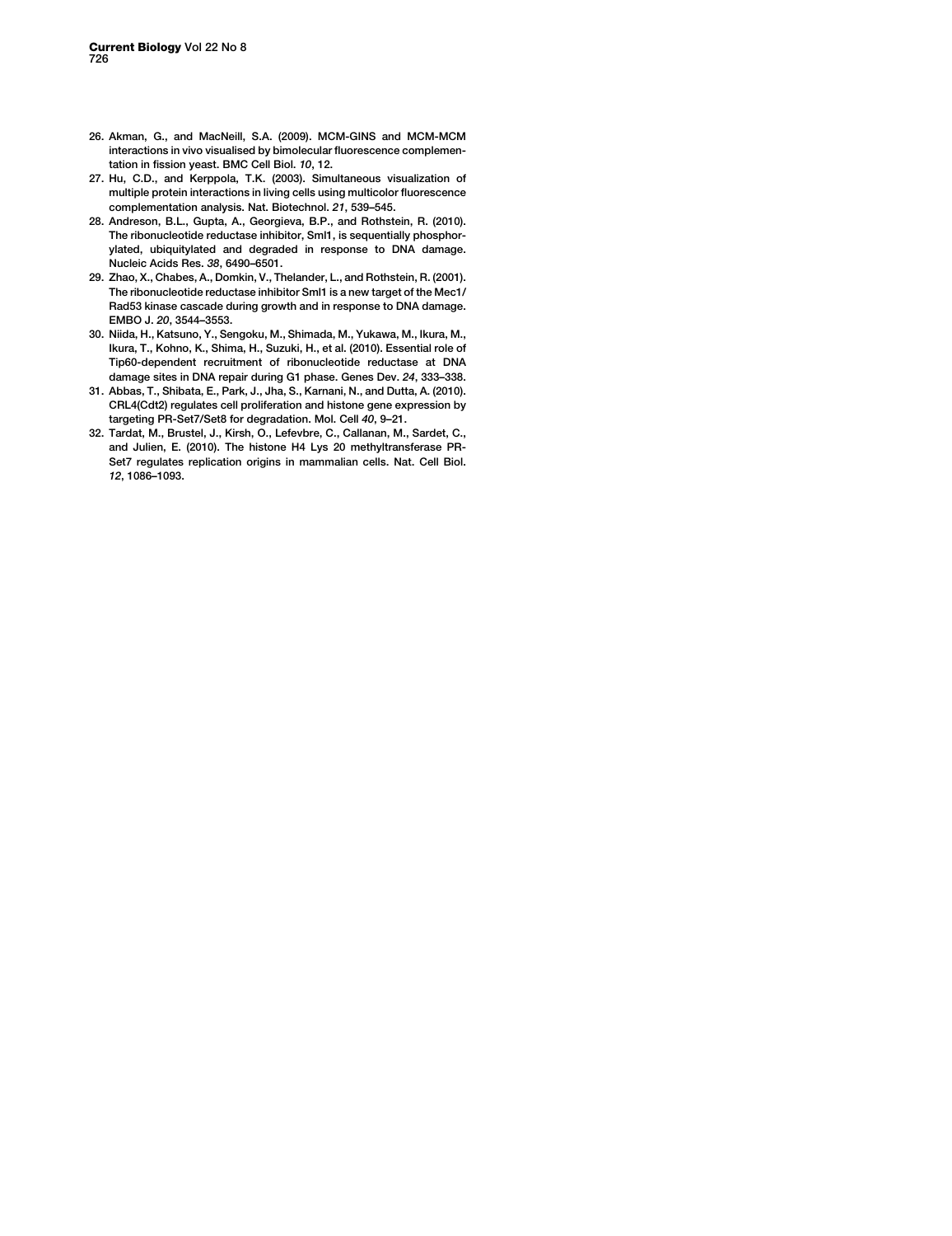26. Akman, G., and MacNeill, S.A. (2009). MCM-GINS and MCM-MCM interactions in vivo visualised by bimolecular fluorescence complementation in fission yeast. BMC Cell Biol. *10*, 12.
27. Hu, C.D., and Kerppola, T.K. (2003). Simultaneous visualization of multiple protein interactions in living cells using multicolor fluorescence complementation analysis. Nat. Biotechnol. *21*, 539–545.
28. Andreson, B.L., Gupta, A., Georgieva, B.P., and Rothstein, R. (2010). The ribonucleotide reductase inhibitor, Sml1, is sequentially phosphorylated, ubiquitylated and degraded in response to DNA damage. Nucleic Acids Res. *38*, 6490–6501.
29. Zhao, X., Chabes, A., Domkin, V., Thelander, L., and Rothstein, R. (2001). The ribonucleotide reductase inhibitor Sml1 is a new target of the Mec1/Rad53 kinase cascade during growth and in response to DNA damage. EMBO J. *20*, 3544–3553.
30. Niida, H., Katsuno, Y., Sengoku, M., Shimada, M., Yukawa, M., Ikura, M., Ikura, T., Kohno, K., Shima, H., Suzuki, H., et al. (2010). Essential role of Tip60-dependent recruitment of ribonucleotide reductase at DNA damage sites in DNA repair during G1 phase. Genes Dev. *24*, 333–338.
31. Abbas, T., Shibata, E., Park, J., Jha, S., Karnani, N., and Dutta, A. (2010). CRL4(Cdt2) regulates cell proliferation and histone gene expression by targeting PR-Set7/Set8 for degradation. Mol. Cell *40*, 9–21.
32. Tardat, M., Brustel, J., Kirsh, O., Lefevbre, C., Callanan, M., Sardet, C., and Julien, E. (2010). The histone H4 Lys 20 methyltransferase PR-Set7 regulates replication origins in mammalian cells. Nat. Cell Biol. *12*, 1086–1093.